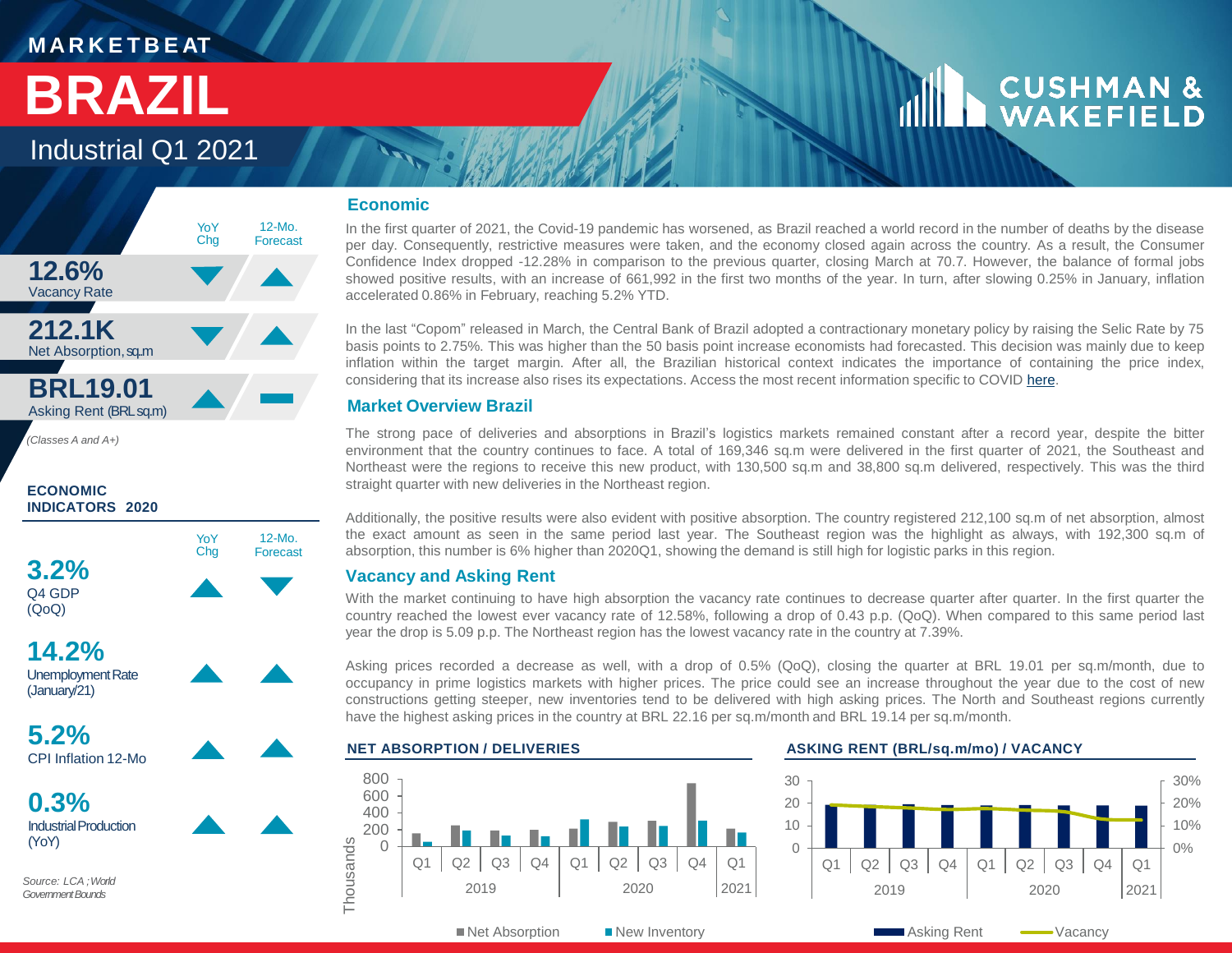MARKETBEAT

# BRAZIL

## Industrial Q1 2021

| | YoY Chg | 12-Mo. Forecast |
|---|---|---|
| **12.6%** Vacancy Rate | ▼ | ▲ |
| **212.1K** Net Absorption, sq.m | ▼ | ▲ |
| **BRL19.01** Asking Rent (BRL sq.m) | ▲ | ▬ |

*(Classes A and A+)*

**ECONOMIC INDICATORS 2020**

| | YoY Chg | 12-Mo. Forecast |
|---|---|---|
| **3.2%** Q4 GDP (QoQ) | ▲ | ▼ |
| **14.2%** Unemployment Rate (January/21) | ▲ | ▲ |
| **5.2%** CPI Inflation 12-Mo | ▲ | ▲ |
| **0.3%** Industrial Production (YoY) | ▲ | ▲ |

*Source: LCA ; World Government Bounds*

### Economic

In the first quarter of 2021, the Covid-19 pandemic has worsened, as Brazil reached a world record in the number of deaths by the disease per day. Consequently, restrictive measures were taken, and the economy closed again across the country. As a result, the Consumer Confidence Index dropped -12.28% in comparison to the previous quarter, closing March at 70.7. However, the balance of formal jobs showed positive results, with an increase of 661,992 in the first two months of the year. In turn, after slowing 0.25% in January, inflation accelerated 0.86% in February, reaching 5.2% YTD.

In the last "Copom" released in March, the Central Bank of Brazil adopted a contractionary monetary policy by raising the Selic Rate by 75 basis points to 2.75%. This was higher than the 50 basis point increase economists had forecasted. This decision was mainly due to keep inflation within the target margin. After all, the Brazilian historical context indicates the importance of containing the price index, considering that its increase also rises its expectations. Access the most recent information specific to COVID here.

### Market Overview Brazil

The strong pace of deliveries and absorptions in Brazil's logistics markets remained constant after a record year, despite the bitter environment that the country continues to face. A total of 169,346 sq.m were delivered in the first quarter of 2021, the Southeast and Northeast were the regions to receive this new product, with 130,500 sq.m and 38,800 sq.m delivered, respectively. This was the third straight quarter with new deliveries in the Northeast region.

Additionally, the positive results were also evident with positive absorption. The country registered 212,100 sq.m of net absorption, almost the exact amount as seen in the same period last year. The Southeast region was the highlight as always, with 192,300 sq.m of absorption, this number is 6% higher than 2020Q1, showing the demand is still high for logistic parks in this region.

### Vacancy and Asking Rent

With the market continuing to have high absorption the vacancy rate continues to decrease quarter after quarter. In the first quarter the country reached the lowest ever vacancy rate of 12.58%, following a drop of 0.43 p.p. (QoQ). When compared to this same period last year the drop is 5.09 p.p. The Northeast region has the lowest vacancy rate in the country at 7.39%.

Asking prices recorded a decrease as well, with a drop of 0.5% (QoQ), closing the quarter at BRL 19.01 per sq.m/month, due to occupancy in prime logistics markets with higher prices. The price could see an increase throughout the year due to the cost of new constructions getting steeper, new inventories tend to be delivered with high asking prices. The North and Southeast regions currently have the highest asking prices in the country at BRL 22.16 per sq.m/month and BRL 19.14 per sq.m/month.

**NET ABSORPTION / DELIVERIES**

(Chart: Net Absorption and New Inventory, Thousands, Q1 2019 – Q1 2021)

**ASKING RENT (BRL/sq.m/mo) / VACANCY**

(Chart: Asking Rent and Vacancy, Q1 2019 – Q1 2021)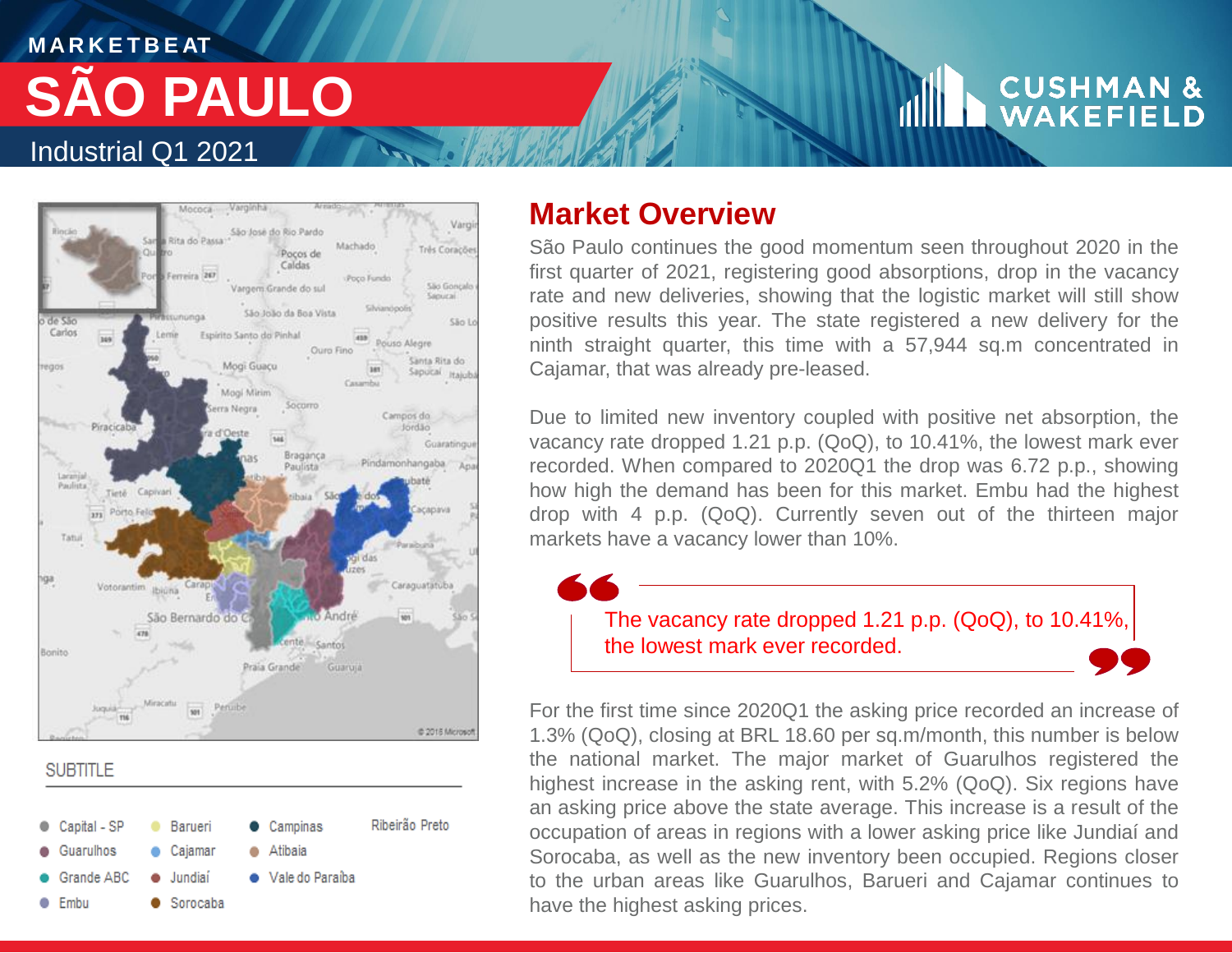MARKETBEAT

# SÃO PAULO

Industrial Q1 2021

SUBTITLE

- Capital - SP
- Guarulhos
- Grande ABC
- Embu
- Barueri
- Cajamar
- Jundiaí
- Sorocaba
- Campinas
- Atibaia
- Vale do Paraíba
- Ribeirão Preto

## Market Overview

São Paulo continues the good momentum seen throughout 2020 in the first quarter of 2021, registering good absorptions, drop in the vacancy rate and new deliveries, showing that the logistic market will still show positive results this year. The state registered a new delivery for the ninth straight quarter, this time with a 57,944 sq.m concentrated in Cajamar, that was already pre-leased.

Due to limited new inventory coupled with positive net absorption, the vacancy rate dropped 1.21 p.p. (QoQ), to 10.41%, the lowest mark ever recorded. When compared to 2020Q1 the drop was 6.72 p.p., showing how high the demand has been for this market. Embu had the highest drop with 4 p.p. (QoQ). Currently seven out of the thirteen major markets have a vacancy lower than 10%.

> The vacancy rate dropped 1.21 p.p. (QoQ), to 10.41%, the lowest mark ever recorded.

For the first time since 2020Q1 the asking price recorded an increase of 1.3% (QoQ), closing at BRL 18.60 per sq.m/month, this number is below the national market. The major market of Guarulhos registered the highest increase in the asking rent, with 5.2% (QoQ). Six regions have an asking price above the state average. This increase is a result of the occupation of areas in regions with a lower asking price like Jundiaí and Sorocaba, as well as the new inventory been occupied. Regions closer to the urban areas like Guarulhos, Barueri and Cajamar continues to have the highest asking prices.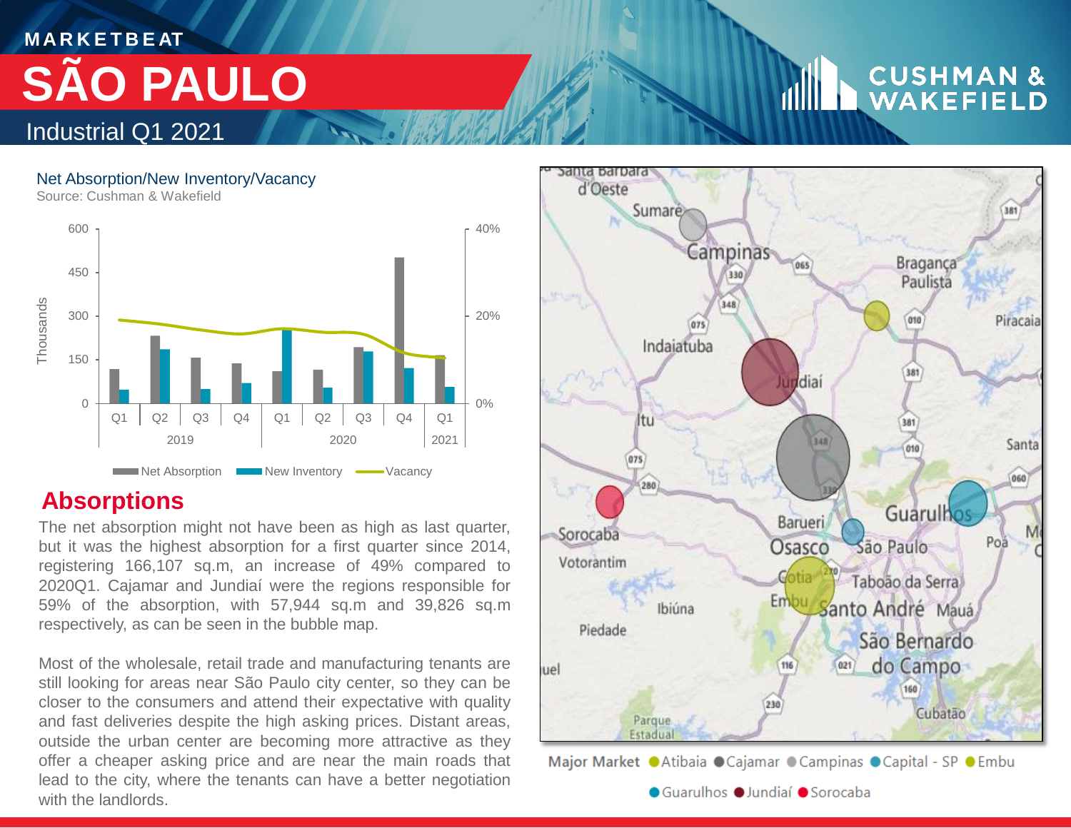# MARKETBEAT

# SÃO PAULO

## Industrial Q1 2021

**Net Absorption/New Inventory/Vacancy**

Source: Cushman & Wakefield

Net Absorption | New Inventory | Vacancy

**Major Market** Atibaia, Cajamar, Campinas, Capital - SP, Embu, Guarulhos, Jundiaí, Sorocaba

## Absorptions

The net absorption might not have been as high as last quarter, but it was the highest absorption for a first quarter since 2014, registering 166,107 sq.m, an increase of 49% compared to 2020Q1. Cajamar and Jundiaí were the regions responsible for 59% of the absorption, with 57,944 sq.m and 39,826 sq.m respectively, as can be seen in the bubble map.

Most of the wholesale, retail trade and manufacturing tenants are still looking for areas near São Paulo city center, so they can be closer to the consumers and attend their expectative with quality and fast deliveries despite the high asking prices. Distant areas, outside the urban center are becoming more attractive as they offer a cheaper asking price and are near the main roads that lead to the city, where the tenants can have a better negotiation with the landlords.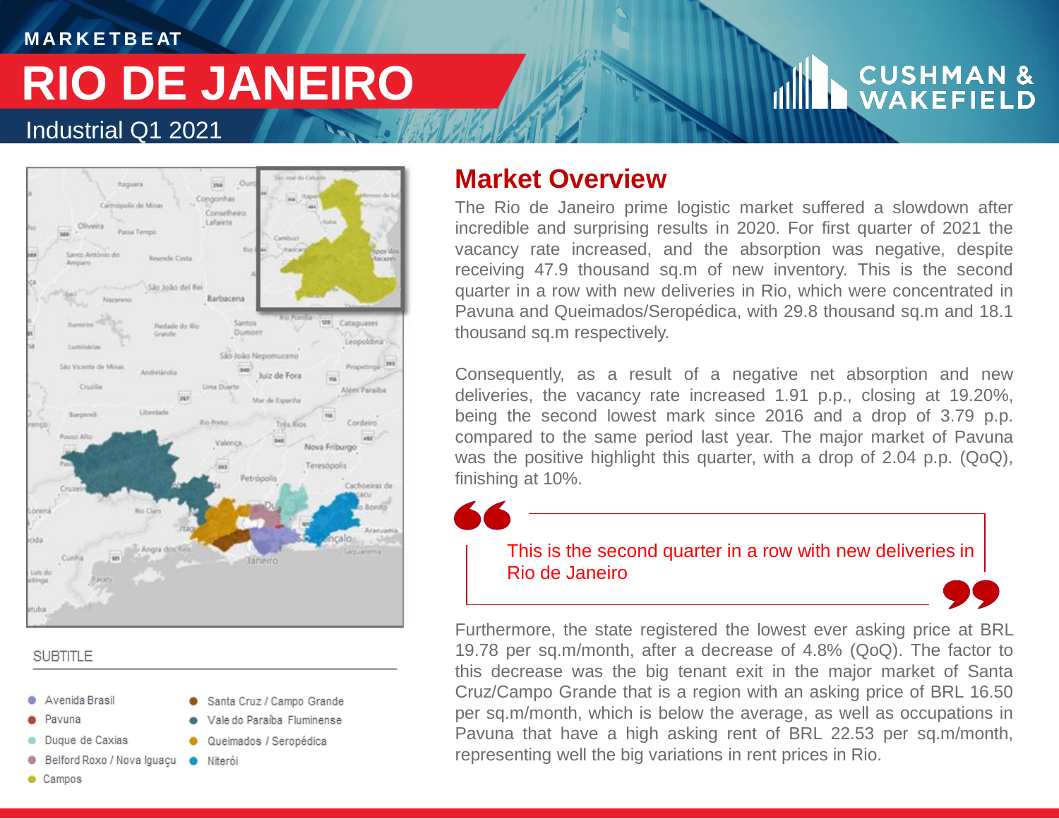MARKETBEAT

# RIO DE JANEIRO

Industrial Q1 2021

SUBTITLE

- Avenida Brasil
- Pavuna
- Duque de Caxias
- Belford Roxo / Nova Iguaçu
- Campos
- Santa Cruz / Campo Grande
- Vale do Paraíba Fluminense
- Queimados / Seropédica
- Niterói

## Market Overview

The Rio de Janeiro prime logistic market suffered a slowdown after incredible and surprising results in 2020. For first quarter of 2021 the vacancy rate increased, and the absorption was negative, despite receiving 47.9 thousand sq.m of new inventory. This is the second quarter in a row with new deliveries in Rio, which were concentrated in Pavuna and Queimados/Seropédica, with 29.8 thousand sq.m and 18.1 thousand sq.m respectively.

Consequently, as a result of a negative net absorption and new deliveries, the vacancy rate increased 1.91 p.p., closing at 19.20%, being the second lowest mark since 2016 and a drop of 3.79 p.p. compared to the same period last year. The major market of Pavuna was the positive highlight this quarter, with a drop of 2.04 p.p. (QoQ), finishing at 10%.

> This is the second quarter in a row with new deliveries in Rio de Janeiro

Furthermore, the state registered the lowest ever asking price at BRL 19.78 per sq.m/month, after a decrease of 4.8% (QoQ). The factor to this decrease was the big tenant exit in the major market of Santa Cruz/Campo Grande that is a region with an asking price of BRL 16.50 per sq.m/month, which is below the average, as well as occupations in Pavuna that have a high asking rent of BRL 22.53 per sq.m/month, representing well the big variations in rent prices in Rio.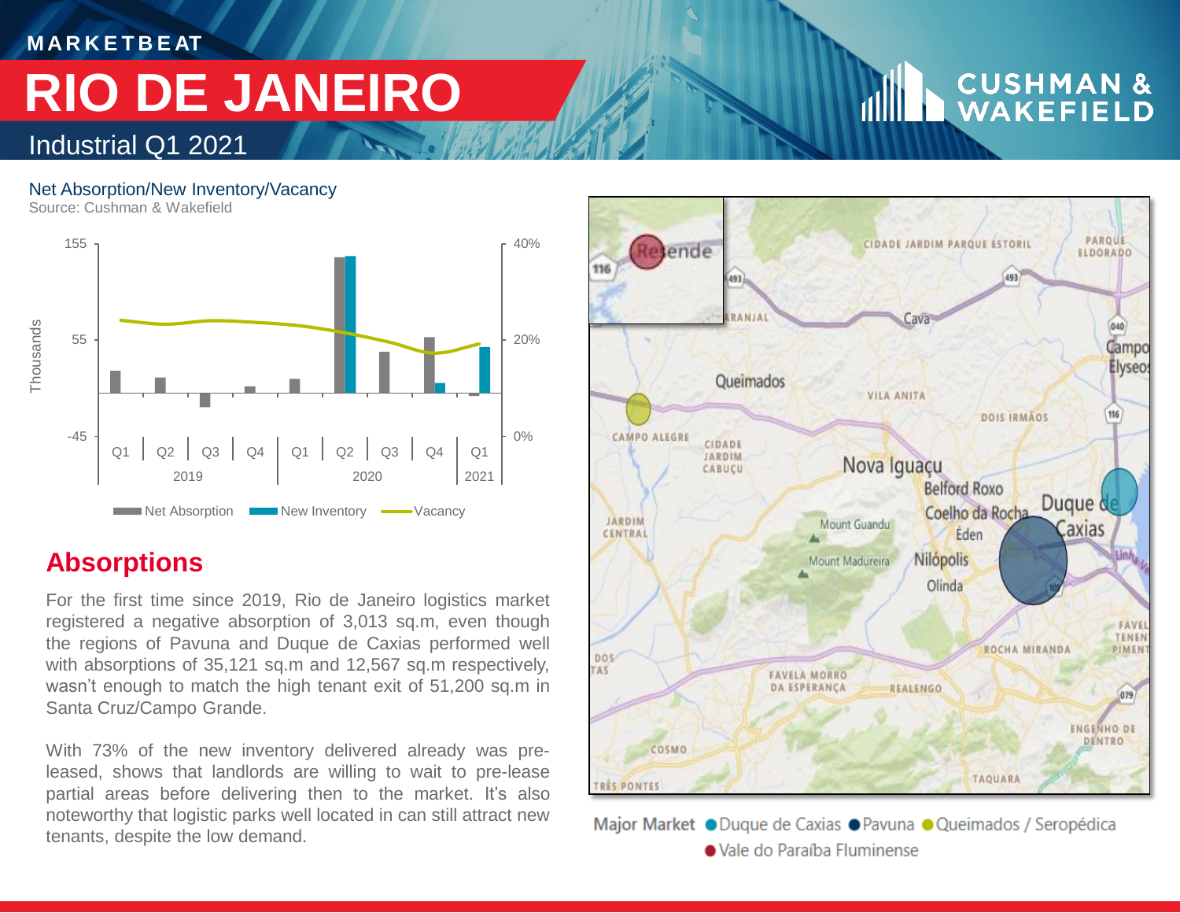MARKETBEAT

# RIO DE JANEIRO

Industrial Q1 2021

### Net Absorption/New Inventory/Vacancy

Source: Cushman & Wakefield

## Absorptions

For the first time since 2019, Rio de Janeiro logistics market registered a negative absorption of 3,013 sq.m, even though the regions of Pavuna and Duque de Caxias performed well with absorptions of 35,121 sq.m and 12,567 sq.m respectively, wasn't enough to match the high tenant exit of 51,200 sq.m in Santa Cruz/Campo Grande.

With 73% of the new inventory delivered already was pre-leased, shows that landlords are willing to wait to pre-lease partial areas before delivering then to the market. It's also noteworthy that logistic parks well located in can still attract new tenants, despite the low demand.

Major Market: Duque de Caxias, Pavuna, Queimados / Seropédica, Vale do Paraíba Fluminense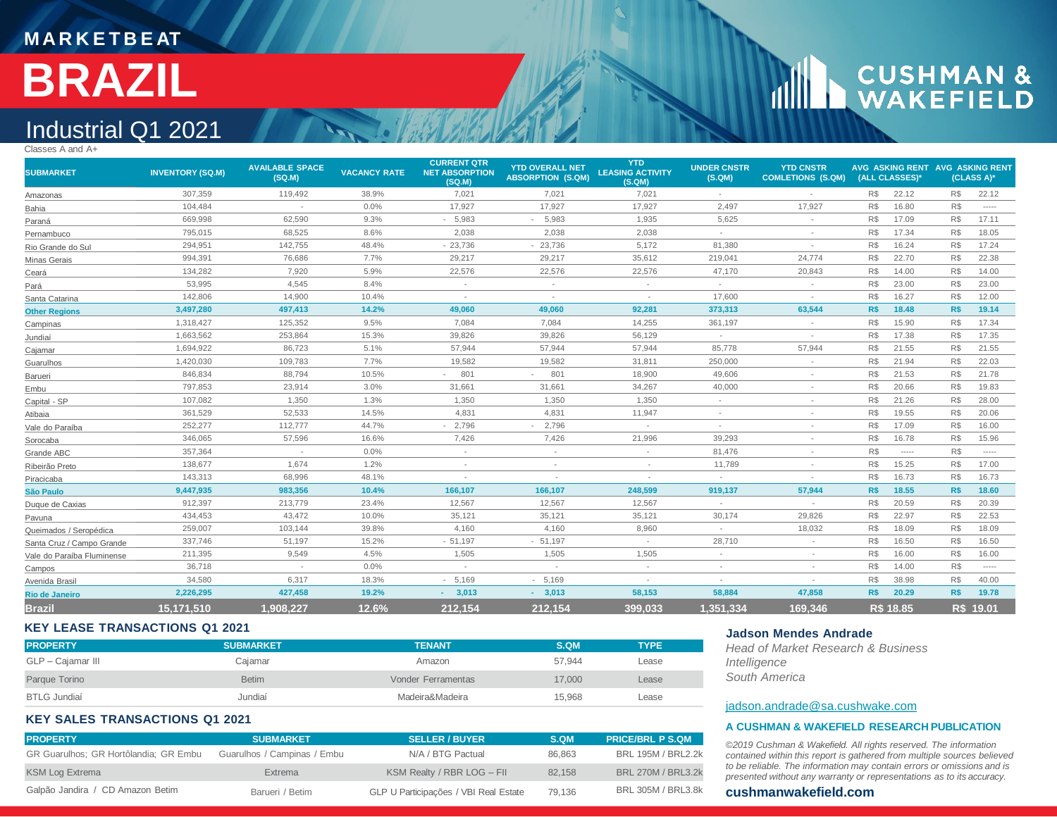# MARKETBEAT

# BRAZIL

## Industrial Q1 2021

Classes A and A+

| SUBMARKET | INVENTORY (SQ.M) | AVAILABLE SPACE (SQ.M) | VACANCY RATE | CURRENT QTR NET ABSORPTION (SQ.M) | YTD OVERALL NET ABSORPTION (S.QM) | YTD LEASING ACTIVITY (S.QM) | UNDER CNSTR (S.QM) | YTD CNSTR COMLETIONS (S.QM) | AVG ASKING RENT (ALL CLASSES)* | AVG ASKING RENT (CLASS A)* |
|---|---|---|---|---|---|---|---|---|---|---|
| Amazonas | 307,359 | 119,492 | 38.9% | 7,021 | 7,021 | 7,021 | - | - | R$ 22.12 | R$ 22.12 |
| Bahia | 104,484 | - | 0.0% | 17,927 | 17,927 | 17,927 | 2,497 | 17,927 | R$ 16.80 | R$ ----- |
| Paraná | 669,998 | 62,590 | 9.3% | - 5,983 | - 5,983 | 1,935 | 5,625 | - | R$ 17.09 | R$ 17.11 |
| Pernambuco | 795,015 | 68,525 | 8.6% | 2,038 | 2,038 | 2,038 | - | - | R$ 17.34 | R$ 18.05 |
| Rio Grande do Sul | 294,951 | 142,755 | 48.4% | - 23,736 | - 23,736 | 5,172 | 81,380 | - | R$ 16.24 | R$ 17.24 |
| Minas Gerais | 994,391 | 76,686 | 7.7% | 29,217 | 29,217 | 35,612 | 219,041 | 24,774 | R$ 22.70 | R$ 22.38 |
| Ceará | 134,282 | 7,920 | 5.9% | 22,576 | 22,576 | 22,576 | 47,170 | 20,843 | R$ 14.00 | R$ 14.00 |
| Pará | 53,995 | 4,545 | 8.4% | - | - | - | - | - | R$ 23.00 | R$ 23.00 |
| Santa Catarina | 142,806 | 14,900 | 10.4% | - | - | - | 17,600 | - | R$ 16.27 | R$ 12.00 |
| **Other Regions** | **3,497,280** | **497,413** | **14.2%** | **49,060** | **49,060** | **92,281** | **373,313** | **63,544** | **R$ 18.48** | **R$ 19.14** |
| Campinas | 1,318,427 | 125,352 | 9.5% | 7,084 | 7,084 | 14,255 | 361,197 | - | R$ 15.90 | R$ 17.34 |
| Jundiaí | 1,663,562 | 253,864 | 15.3% | 39,826 | 39,826 | 56,129 | - | - | R$ 17.38 | R$ 17.35 |
| Cajamar | 1,694,922 | 86,723 | 5.1% | 57,944 | 57,944 | 57,944 | 85,778 | 57,944 | R$ 21.55 | R$ 21.55 |
| Guarulhos | 1,420,030 | 109,783 | 7.7% | 19,582 | 19,582 | 31,811 | 250,000 | - | R$ 21.94 | R$ 22.03 |
| Barueri | 846,834 | 88,794 | 10.5% | - 801 | - 801 | 18,900 | 49,606 | - | R$ 21.53 | R$ 21.78 |
| Embu | 797,853 | 23,914 | 3.0% | 31,661 | 31,661 | 34,267 | 40,000 | - | R$ 20.66 | R$ 19.83 |
| Capital - SP | 107,082 | 1,350 | 1.3% | 1,350 | 1,350 | 1,350 | - | - | R$ 21.26 | R$ 28.00 |
| Atibaia | 361,529 | 52,533 | 14.5% | 4,831 | 4,831 | 11,947 | - | - | R$ 19.55 | R$ 20.06 |
| Vale do Paraíba | 252,277 | 112,777 | 44.7% | - 2,796 | - 2,796 | - | - | - | R$ 17.09 | R$ 16.00 |
| Sorocaba | 346,065 | 57,596 | 16.6% | 7,426 | 7,426 | 21,996 | 39,293 | - | R$ 16.78 | R$ 15.96 |
| Grande ABC | 357,364 | - | 0.0% | - | - | - | 81,476 | - | R$ ----- | R$ ----- |
| Ribeirão Preto | 138,677 | 1,674 | 1.2% | - | - | - | 11,789 | - | R$ 15.25 | R$ 17.00 |
| Piracicaba | 143,313 | 68,996 | 48.1% | - | - | - | - | - | R$ 16.73 | R$ 16.73 |
| **São Paulo** | **9,447,935** | **983,356** | **10.4%** | **166,107** | **166,107** | **248,599** | **919,137** | **57,944** | **R$ 18.55** | **R$ 18.60** |
| Duque de Caxias | 912,397 | 213,779 | 23.4% | 12,567 | 12,567 | 12,567 | - | - | R$ 20.59 | R$ 20.39 |
| Pavuna | 434,453 | 43,472 | 10.0% | 35,121 | 35,121 | 35,121 | 30,174 | 29,826 | R$ 22.97 | R$ 22.53 |
| Queimados / Seropédica | 259,007 | 103,144 | 39.8% | 4,160 | 4,160 | 8,960 | - | 18,032 | R$ 18.09 | R$ 18.09 |
| Santa Cruz / Campo Grande | 337,746 | 51,197 | 15.2% | - 51,197 | - 51,197 | - | 28,710 | - | R$ 16.50 | R$ 16.50 |
| Vale do Paraíba Fluminense | 211,395 | 9,549 | 4.5% | 1,505 | 1,505 | 1,505 | - | - | R$ 16.00 | R$ 16.00 |
| Campos | 36,718 | - | 0.0% | - | - | - | - | - | R$ 14.00 | R$ ----- |
| Avenida Brasil | 34,580 | 6,317 | 18.3% | - 5,169 | - 5,169 | - | - | - | R$ 38.98 | R$ 40.00 |
| **Rio de Janeiro** | **2,226,295** | **427,458** | **19.2%** | **- 3,013** | **- 3,013** | **58,153** | **58,884** | **47,858** | **R$ 20.29** | **R$ 19.78** |
| **Brazil** | **15,171,510** | **1,908,227** | **12.6%** | **212,154** | **212,154** | **399,033** | **1,351,334** | **169,346** | **R$ 18.85** | **R$ 19.01** |

### KEY LEASE TRANSACTIONS Q1 2021

| PROPERTY | SUBMARKET | TENANT | S.QM | TYPE |
|---|---|---|---|---|
| GLP – Cajamar III | Cajamar | Amazon | 57,944 | Lease |
| Parque Torino | Betim | Vonder Ferramentas | 17,000 | Lease |
| BTLG Jundiaí | Jundiaí | Madeira&Madeira | 15,968 | Lease |

### KEY SALES TRANSACTIONS Q1 2021

| PROPERTY | SUBMARKET | SELLER / BUYER | S.QM | PRICE/BRL P S.QM |
|---|---|---|---|---|
| GR Guarulhos; GR Hortôlandia; GR Embu | Guarulhos / Campinas / Embu | N/A / BTG Pactual | 86,863 | BRL 195M / BRL2.2k |
| KSM Log Extrema | Extrema | KSM Realty / RBR LOG – FII | 82,158 | BRL 270M / BRL3.2k |
| Galpão Jandira / CD Amazon Betim | Barueri / Betim | GLP U Participações / VBI Real Estate | 79,136 | BRL 305M / BRL3.8k |

**Jadson Mendes Andrade**

*Head of Market Research & Business Intelligence*
*South America*

jadson.andrade@sa.cushwake.com

**A CUSHMAN & WAKEFIELD RESEARCH PUBLICATION**

*©2019 Cushman & Wakefield. All rights reserved. The information contained within this report is gathered from multiple sources believed to be reliable. The information may contain errors or omissions and is presented without any warranty or representations as to its accuracy.*

**cushmanwakefield.com**